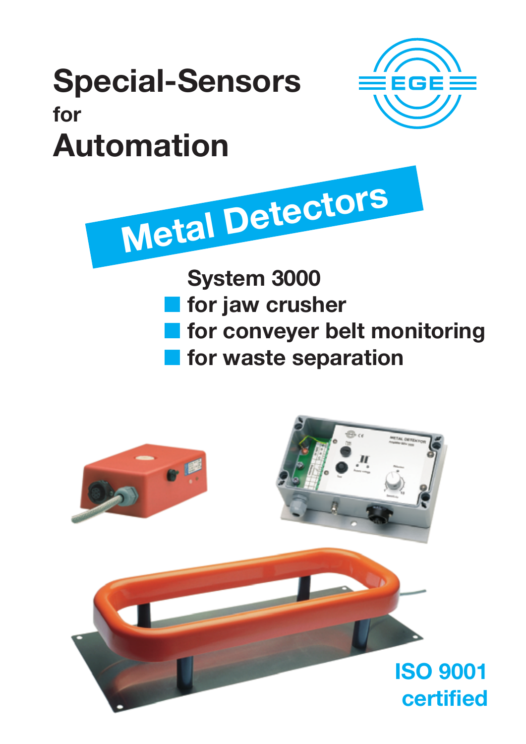# Special-Sensors
for
# Automation

EGE

## Metal Detectors

**System 3000**

- for jaw crusher
- for conveyer belt monitoring
- for waste separation

**ISO 9001 certified**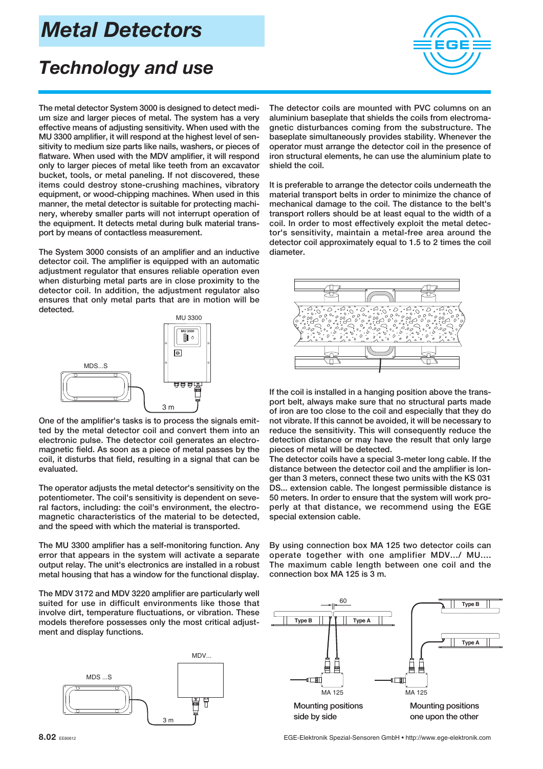# Metal Detectors

## Technology and use

The metal detector System 3000 is designed to detect medium size and larger pieces of metal. The system has a very effective means of adjusting sensitivity. When used with the MU 3300 amplifier, it will respond at the highest level of sensitivity to medium size parts like nails, washers, or pieces of flatware. When used with the MDV amplifier, it will respond only to larger pieces of metal like teeth from an excavator bucket, tools, or metal paneling. If not discovered, these items could destroy stone-crushing machines, vibratory equipment, or wood-chipping machines. When used in this manner, the metal detector is suitable for protecting machinery, whereby smaller parts will not interrupt operation of the equipment. It detects metal during bulk material transport by means of contactless measurement.

The System 3000 consists of an amplifier and an inductive detector coil. The amplifier is equipped with an automatic adjustment regulator that ensures reliable operation even when disturbing metal parts are in close proximity to the detector coil. In addition, the adjustment regulator also ensures that only metal parts that are in motion will be detected.

MU 3300

MDS...S

3 m

One of the amplifier's tasks is to process the signals emitted by the metal detector coil and convert them into an electronic pulse. The detector coil generates an electromagnetic field. As soon as a piece of metal passes by the coil, it disturbs that field, resulting in a signal that can be evaluated.

The operator adjusts the metal detector's sensitivity on the potentiometer. The coil's sensitivity is dependent on several factors, including: the coil's environment, the electromagnetic characteristics of the material to be detected, and the speed with which the material is transported.

The MU 3300 amplifier has a self-monitoring function. Any error that appears in the system will activate a separate output relay. The unit's electronics are installed in a robust metal housing that has a window for the functional display.

The MDV 3172 and MDV 3220 amplifier are particularly well suited for use in difficult environments like those that involve dirt, temperature fluctuations, or vibration. These models therefore possesses only the most critical adjustment and display functions.

MDV...

MDS ...S

3 m

The detector coils are mounted with PVC columns on an aluminium baseplate that shields the coils from electromagnetic disturbances coming from the substructure. The baseplate simultaneously provides stability. Whenever the operator must arrange the detector coil in the presence of iron structural elements, he can use the aluminium plate to shield the coil.

It is preferable to arrange the detector coils underneath the material transport belts in order to minimize the chance of mechanical damage to the coil. The distance to the belt's transport rollers should be at least equal to the width of a coil. In order to most effectively exploit the metal detector's sensitivity, maintain a metal-free area around the detector coil approximately equal to 1.5 to 2 times the coil diameter.

If the coil is installed in a hanging position above the transport belt, always make sure that no structural parts made of iron are too close to the coil and especially that they do not vibrate. If this cannot be avoided, it will be necessary to reduce the sensitivity. This will consequently reduce the detection distance or may have the result that only large pieces of metal will be detected.

The detector coils have a special 3-meter long cable. If the distance between the detector coil and the amplifier is longer than 3 meters, connect these two units with the KS 031 DS... extension cable. The longest permissible distance is 50 meters. In order to ensure that the system will work properly at that distance, we recommend using the EGE special extension cable.

By using connection box MA 125 two detector coils can operate together with one amplifier MDV.../ MU.... The maximum cable length between one coil and the connection box MA 125 is 3 m.

60

Type B | Type A

MA 125

Mounting positions side by side

Type B

Type A

MA 125

Mounting positions one upon the other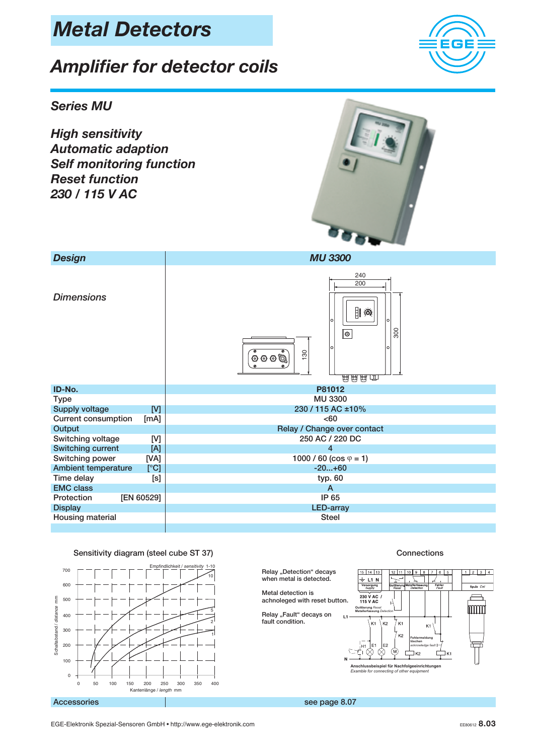# Metal Detectors

## Amplifier for detector coils

### Series MU

**High sensitivity**
**Automatic adaption**
**Self monitoring function**
**Reset function**
**230 / 115 V AC**

| Design | MU 3300 |
|---|---|
| Dimensions | |
| ID-No. | P81012 |
| Type | MU 3300 |
| Supply voltage [V] | 230 / 115 AC ±10% |
| Current consumption [mA] | <60 |
| Output | Relay / Change over contact |
| Switching voltage [V] | 250 AC / 220 DC |
| Switching current [A] | 4 |
| Switching power [VA] | 1000 / 60 (cos φ = 1) |
| Ambient temperature [°C] | -20...+60 |
| Time delay [s] | typ. 60 |
| EMC class | A |
| Protection [EN 60529] | IP 65 |
| Display | LED-array |
| Housing material | Steel |

Sensitivity diagram (steel cube ST 37)

Connections

Relay „Detection" decays when metal is detected.

Metal detection is achnoleged with reset button.

Relay „Fault" decays on fault condition.

Anschlussbeispiel für Nachfolgeeinrichtungen
*Example for connecting of other equipment*

| Accessories | see page 8.07 |
|---|---|

EGE-Elektronik Spezial-Sensoren GmbH • http://www.ege-elektronik.com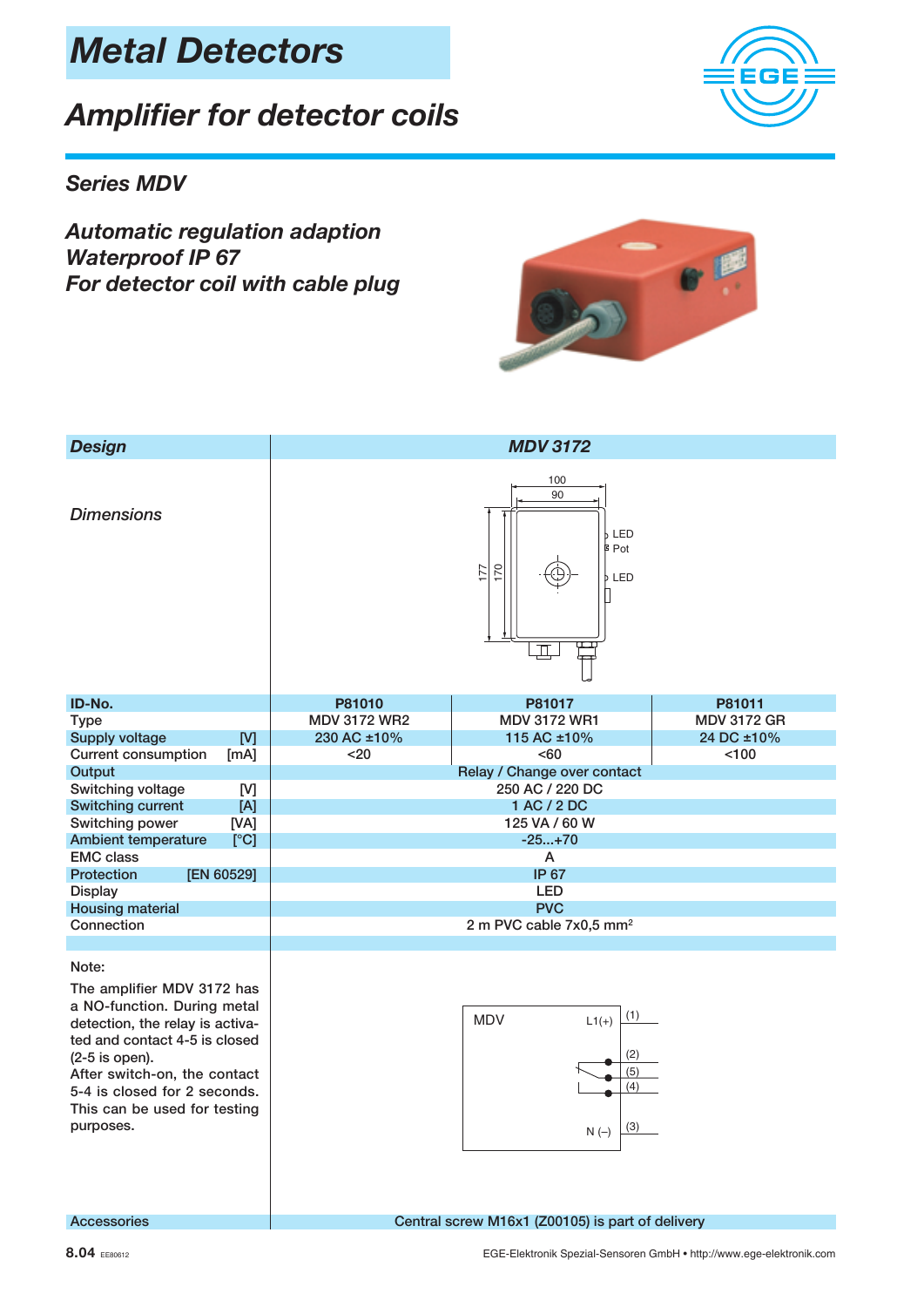# Metal Detectors

## Amplifier for detector coils

### Series MDV

***Automatic regulation adaption***
***Waterproof IP 67***
***For detector coil with cable plug***

| ***Design*** | ***MDV 3172*** | | |
|---|---|---|---|
| *Dimensions* | | | |
| **ID-No.** | **P81010** | **P81017** | **P81011** |
| Type | MDV 3172 WR2 | MDV 3172 WR1 | MDV 3172 GR |
| Supply voltage [V] | 230 AC ±10% | 115 AC ±10% | 24 DC ±10% |
| Current consumption [mA] | <20 | <60 | <100 |
| Output | Relay / Change over contact | | |
| Switching voltage [V] | 250 AC / 220 DC | | |
| Switching current [A] | 1 AC / 2 DC | | |
| Switching power [VA] | 125 VA / 60 W | | |
| Ambient temperature [°C] | -25...+70 | | |
| EMC class | A | | |
| Protection [EN 60529] | IP 67 | | |
| Display | LED | | |
| Housing material | PVC | | |
| Connection | 2 m PVC cable 7x0,5 mm² | | |

Note:

The amplifier MDV 3172 has a NO-function. During metal detection, the relay is activated and contact 4-5 is closed (2-5 is open).
After switch-on, the contact 5-4 is closed for 2 seconds. This can be used for testing purposes.

| Accessories | Central screw M16x1 (Z00105) is part of delivery |
|---|---|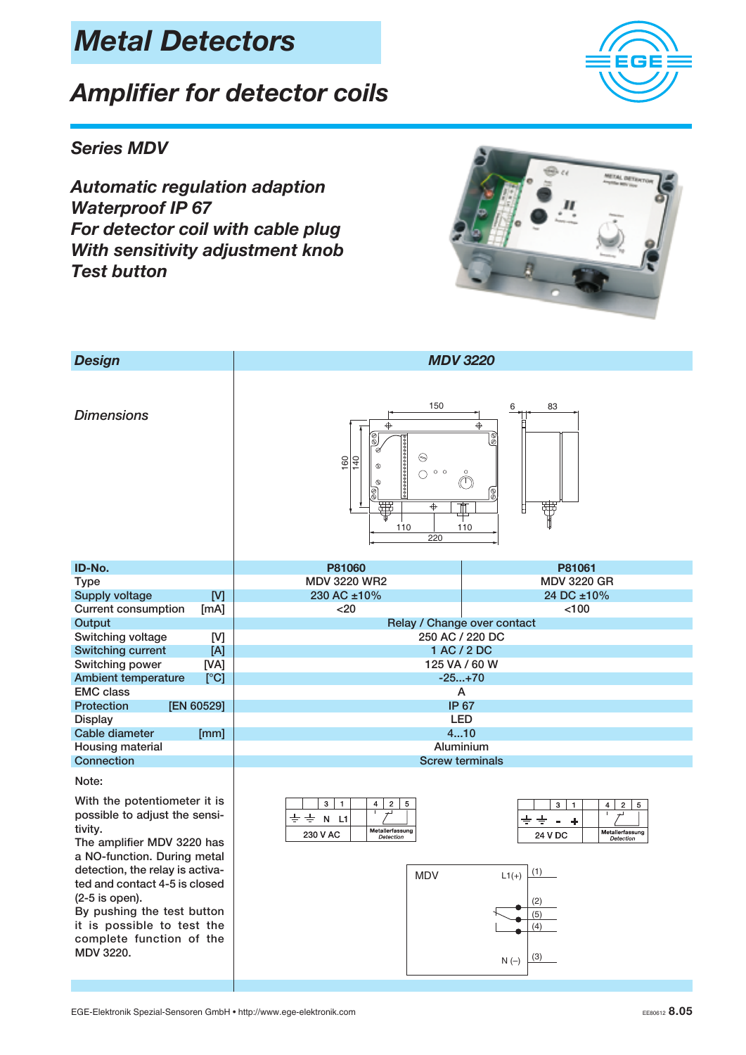# Metal Detectors

## Amplifier for detector coils

### Series MDV

***Automatic regulation adaption***
***Waterproof IP 67***
***For detector coil with cable plug***
***With sensitivity adjustment knob***
***Test button***

| Design | MDV 3220 | |
|---|---|---|
| *Dimensions* | | |
| ID-No. | P81060 | P81061 |
| Type | MDV 3220 WR2 | MDV 3220 GR |
| Supply voltage [V] | 230 AC ±10% | 24 DC ±10% |
| Current consumption [mA] | <20 | <100 |
| Output | Relay / Change over contact | |
| Switching voltage [V] | 250 AC / 220 DC | |
| Switching current [A] | 1 AC / 2 DC | |
| Switching power [VA] | 125 VA / 60 W | |
| Ambient temperature [°C] | -25...+70 | |
| EMC class | A | |
| Protection [EN 60529] | IP 67 | |
| Display | LED | |
| Cable diameter [mm] | 4...10 | |
| Housing material | Aluminium | |
| Connection | Screw terminals | |

Note:

With the potentiometer it is possible to adjust the sensitivity.
The amplifier MDV 3220 has a NO-function. During metal detection, the relay is activated and contact 4-5 is closed (2-5 is open).
By pushing the test button it is possible to test the complete function of the MDV 3220.

EE80612 8.05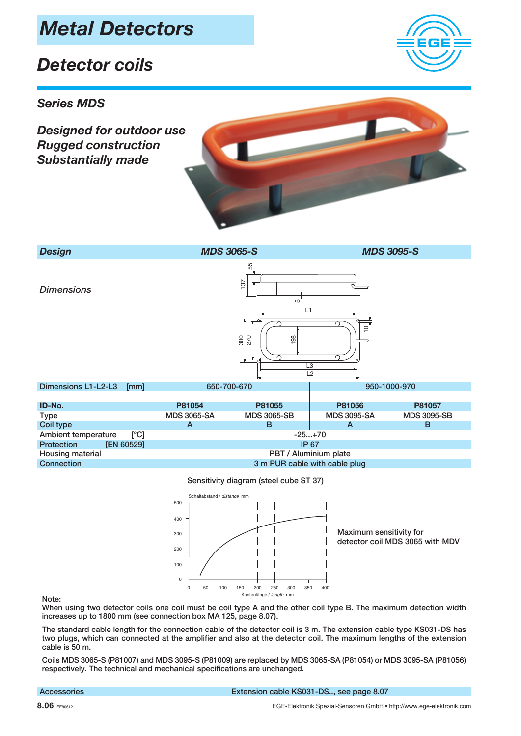# Metal Detectors

## Detector coils

### Series MDS

***Designed for outdoor use***
***Rugged construction***
***Substantially made***

| *Design* | *MDS 3065-S* | | *MDS 3095-S* | |
|---|---|---|---|---|
| *Dimensions* | | | | |
| Dimensions L1-L2-L3 [mm] | 650-700-670 | | 950-1000-970 | |
| | | | | |
| **ID-No.** | **P81054** | **P81055** | **P81056** | **P81057** |
| Type | MDS 3065-SA | MDS 3065-SB | MDS 3095-SA | MDS 3095-SB |
| Coil type | A | B | A | B |
| Ambient temperature [°C] | -25...+70 | | | |
| Protection [EN 60529] | IP 67 | | | |
| Housing material | PBT / Aluminium plate | | | |
| Connection | 3 m PUR cable with cable plug | | | |

Sensitivity diagram (steel cube ST 37)

Maximum sensitivity for detector coil MDS 3065 with MDV

Note:

When using two detector coils one coil must be coil type A and the other coil type B. The maximum detection width increases up to 1800 mm (see connection box MA 125, page 8.07).

The standard cable length for the connection cable of the detector coil is 3 m. The extension cable type KS031-DS has two plugs, which can connected at the amplifier and also at the detector coil. The maximum lengths of the extension cable is 50 m.

Coils MDS 3065-S (P81007) and MDS 3095-S (P81009) are replaced by MDS 3065-SA (P81054) or MDS 3095-SA (P81056) respectively. The technical and mechanical specifications are unchanged.

| Accessories | Extension cable KS031-DS.., see page 8.07 |
|---|---|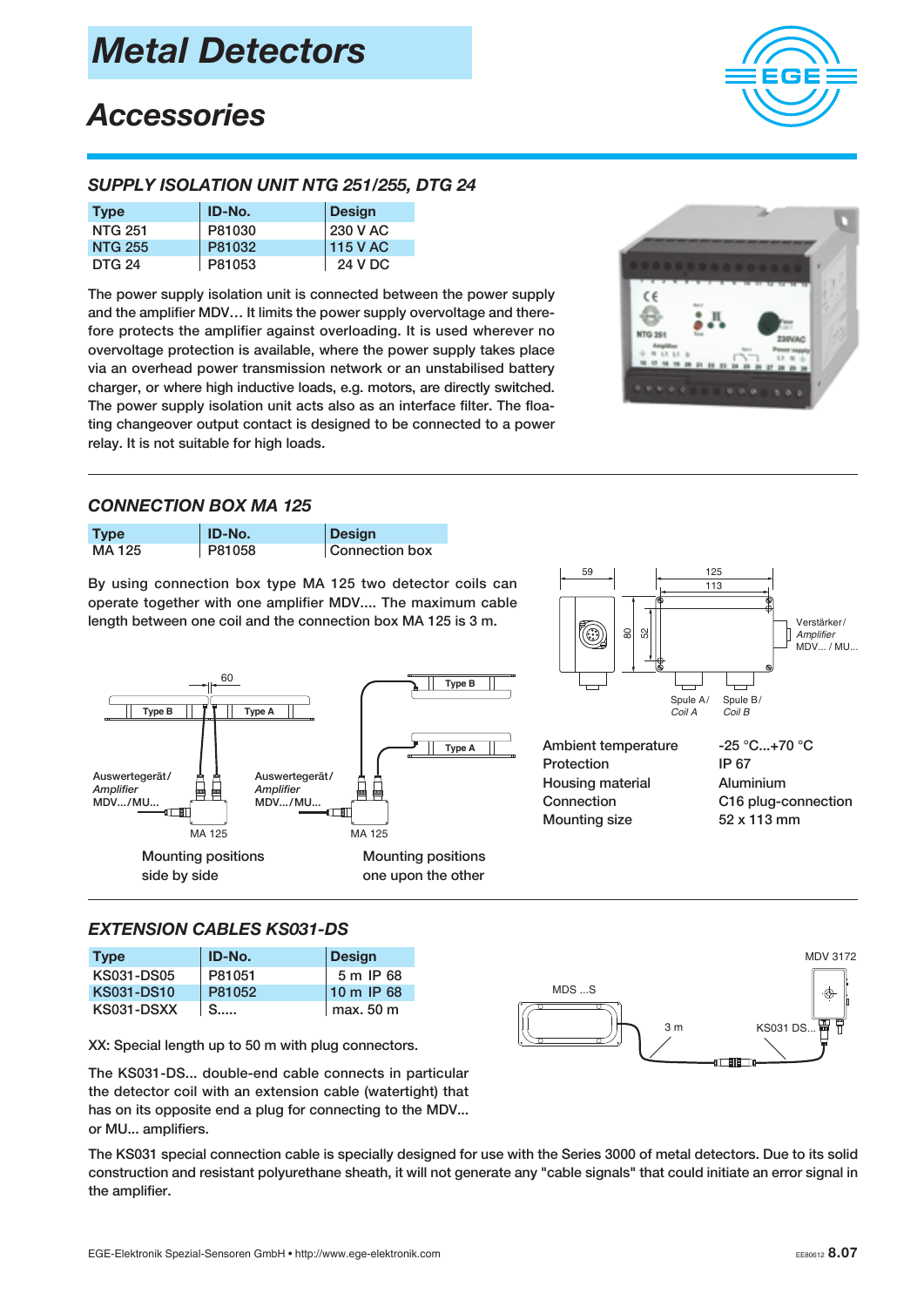# Metal Detectors

## Accessories

### SUPPLY ISOLATION UNIT NTG 251/255, DTG 24

| Type | ID-No. | Design |
|---|---|---|
| NTG 251 | P81030 | 230 V AC |
| NTG 255 | P81032 | 115 V AC |
| DTG 24 | P81053 | 24 V DC |

The power supply isolation unit is connected between the power supply and the amplifier MDV… It limits the power supply overvoltage and therefore protects the amplifier against overloading. It is used wherever no overvoltage protection is available, where the power supply takes place via an overhead power transmission network or an unstabilised battery charger, or where high inductive loads, e.g. motors, are directly switched. The power supply isolation unit acts also as an interface filter. The floating changeover output contact is designed to be connected to a power relay. It is not suitable for high loads.

### CONNECTION BOX MA 125

| Type | ID-No. | Design |
|---|---|---|
| MA 125 | P81058 | Connection box |

By using connection box type MA 125 two detector coils can operate together with one amplifier MDV.... The maximum cable length between one coil and the connection box MA 125 is 3 m.

Mounting positions side by side

Mounting positions one upon the other

| | |
|---|---|
| Ambient temperature | -25 °C...+70 °C |
| Protection | IP 67 |
| Housing material | Aluminium |
| Connection | C16 plug-connection |
| Mounting size | 52 x 113 mm |

### EXTENSION CABLES KS031-DS

| Type | ID-No. | Design |
|---|---|---|
| KS031-DS05 | P81051 | 5 m IP 68 |
| KS031-DS10 | P81052 | 10 m IP 68 |
| KS031-DSXX | S..... | max. 50 m |

XX: Special length up to 50 m with plug connectors.

The KS031-DS... double-end cable connects in particular the detector coil with an extension cable (watertight) that has on its opposite end a plug for connecting to the MDV... or MU... amplifiers.

The KS031 special connection cable is specially designed for use with the Series 3000 of metal detectors. Due to its solid construction and resistant polyurethane sheath, it will not generate any "cable signals" that could initiate an error signal in the amplifier.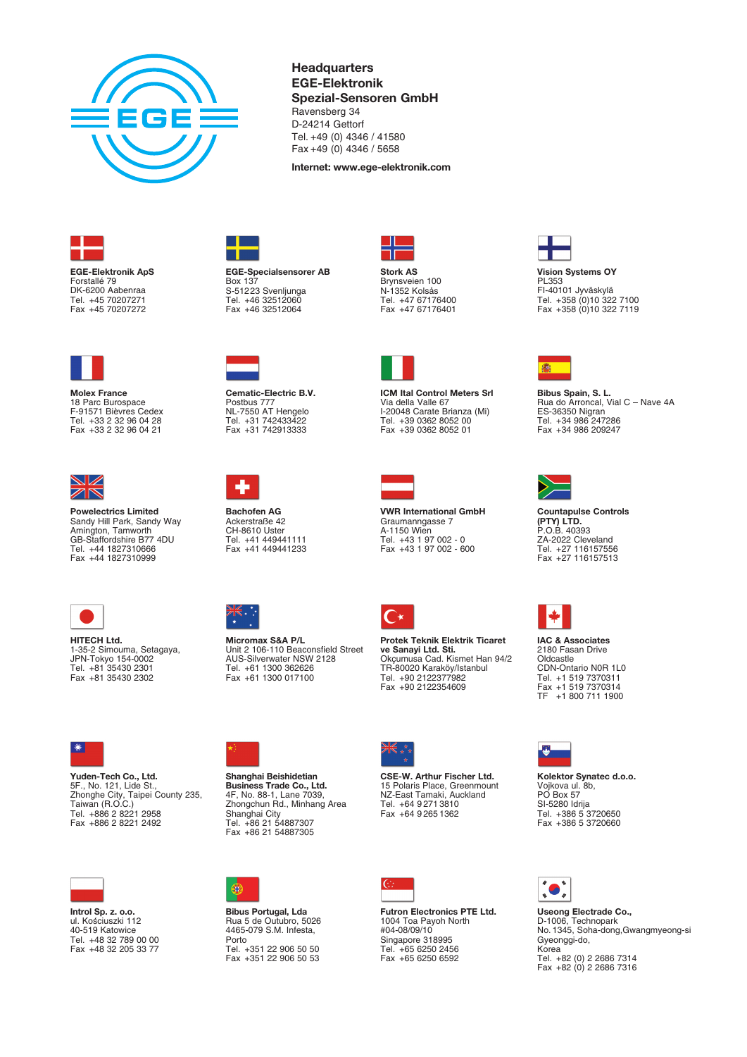**Headquarters**
**EGE-Elektronik**
**Spezial-Sensoren GmbH**
Ravensberg 34
D-24214 Gettorf
Tel. +49 (0) 4346 / 41580
Fax +49 (0) 4346 / 5658

**Internet: www.ege-elektronik.com**

**EGE-Elektronik ApS**
Forstallé 79
DK-6200 Aabenraa
Tel. +45 70207271
Fax +45 70207272

**EGE-Specialsensorer AB**
Box 137
S-51223 Svenljunga
Tel. +46 32512060
Fax +46 32512064

**Stork AS**
Brynsveien 100
N-1352 Kolsås
Tel. +47 67176400
Fax +47 67176401

**Vision Systems OY**
PL353
FI-40101 Jyväskylä
Tel. +358 (0)10 322 7100
Fax +358 (0)10 322 7119

**Molex France**
18 Parc Burospace
F-91571 Bièvres Cedex
Tel. +33 2 32 96 04 28
Fax +33 2 32 96 04 21

**Cematic-Electric B.V.**
Postbus 777
NL-7550 AT Hengelo
Tel. +31 742433422
Fax +31 742913333

**ICM Ital Control Meters Srl**
Via della Valle 67
I-20048 Carate Brianza (Mi)
Tel. +39 0362 8052 00
Fax +39 0362 8052 01

**Bibus Spain, S. L.**
Rua do Arroncal, Vial C – Nave 4A
ES-36350 Nigran
Tel. +34 986 247286
Fax +34 986 209247

**Powelectrics Limited**
Sandy Hill Park, Sandy Way
Amington, Tamworth
GB-Staffordshire B77 4DU
Tel. +44 1827310666
Fax +44 1827310999

**Bachofen AG**
Ackerstraße 42
CH-8610 Uster
Tel. +41 449441111
Fax +41 449441233

**VWR International GmbH**
Graumanngasse 7
A-1150 Wien
Tel. +43 1 97 002 - 0
Fax +43 1 97 002 - 600

**Countapulse Controls (PTY) LTD.**
P.O.B. 40393
ZA-2022 Cleveland
Tel. +27 116157556
Fax +27 116157513

**HITECH Ltd.**
1-35-2 Simouma, Setagaya,
JPN-Tokyo 154-0002
Tel. +81 35430 2301
Fax +81 35430 2302

**Micromax S&A P/L**
Unit 2 106-110 Beaconsfield Street
AUS-Silverwater NSW 2128
Tel. +61 1300 362626
Fax +61 1300 017100

**Protek Teknik Elektrik Ticaret ve Sanayi Ltd. Sti.**
Okçumusa Cad. Kismet Han 94/2
TR-80020 Karaköy/Istanbul
Tel. +90 2122377982
Fax +90 2122354609

**IAC & Associates**
2180 Fasan Drive
Oldcastle
CDN-Ontario N0R 1L0
Tel. +1 519 7370311
Fax +1 519 7370314
TF +1 800 711 1900

**Yuden-Tech Co., Ltd.**
5F., No. 121, Lide St.,
Zhonghe City, Taipei County 235,
Taiwan (R.O.C.)
Tel. +886 2 8221 2958
Fax +886 2 8221 2492

**Shanghai Beishidetian Business Trade Co., Ltd.**
4F, No. 88-1, Lane 7039,
Zhongchun Rd., Minhang Area
Shanghai City
Tel. +86 21 54887307
Fax +86 21 54887305

**CSE-W. Arthur Fischer Ltd.**
15 Polaris Place, Greenmount
NZ-East Tamaki, Auckland
Tel. +64 9 271 3810
Fax +64 9 265 1362

**Kolektor Synatec d.o.o.**
Vojkova ul. 8b,
PO Box 57
SI-5280 Idrija
Tel. +386 5 3720650
Fax +386 5 3720660

**Introl Sp. z. o.o.**
ul. Kościuszki 112
40-519 Katowice
Tel. +48 32 789 00 00
Fax +48 32 205 33 77

**Bibus Portugal, Lda**
Rua 5 de Outubro, 5026
4465-079 S.M. Infesta,
Porto
Tel. +351 22 906 50 50
Fax +351 22 906 50 53

**Futron Electronics PTE Ltd.**
1004 Toa Payoh North
#04-08/09/10
Singapore 318995
Tel. +65 6250 2456
Fax +65 6250 6592

**Useong Electrade Co.,**
D-1006, Technopark
No. 1345, Soha-dong,Gwangmyeong-si
Gyeonggi-do,
Korea
Tel. +82 (0) 2 2686 7314
Fax +82 (0) 2 2686 7316